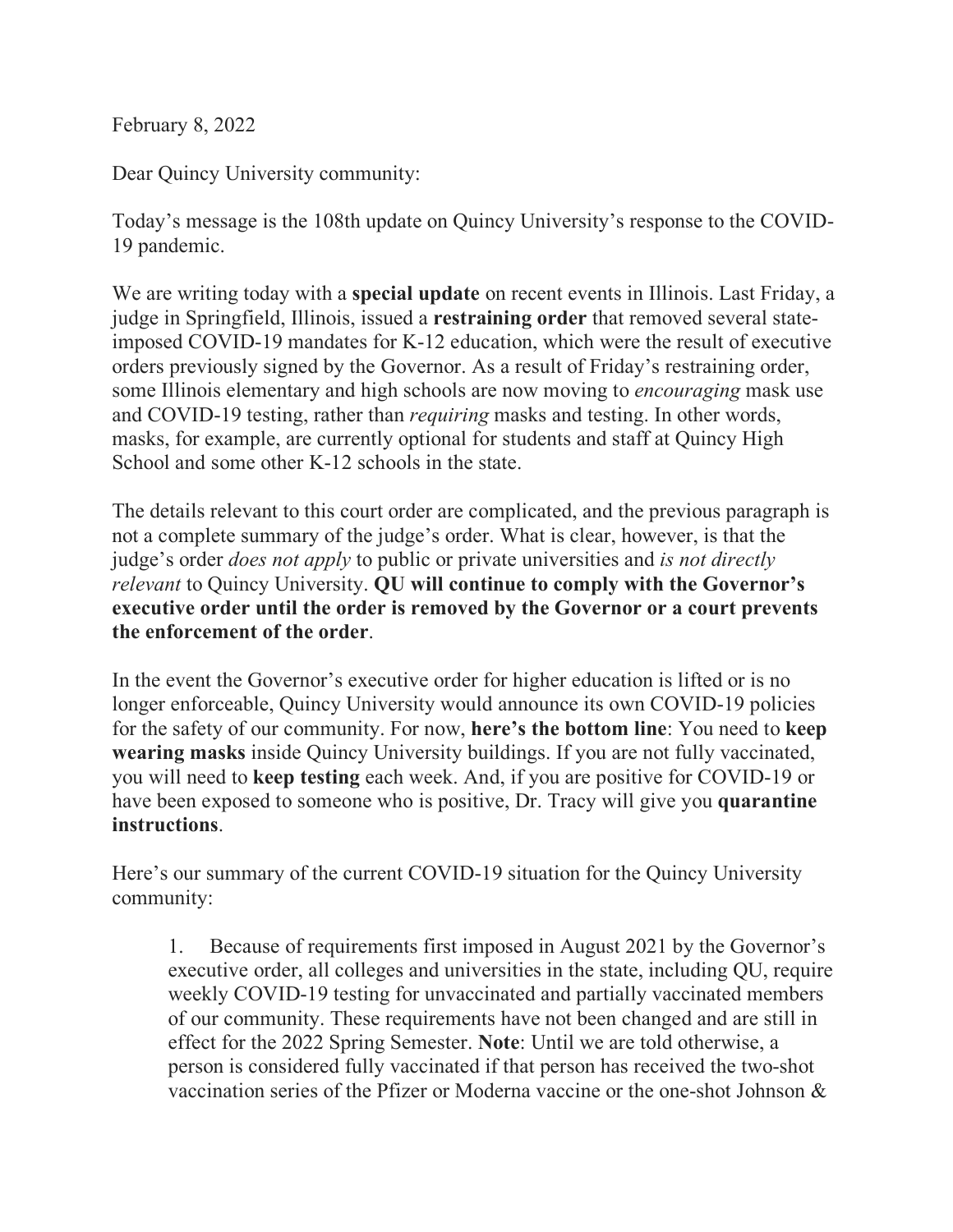February 8, 2022

Dear Quincy University community:

Today's message is the 108th update on Quincy University's response to the COVID-19 pandemic.

We are writing today with a **special update** on recent events in Illinois. Last Friday, a judge in Springfield, Illinois, issued a **restraining order** that removed several state-imposed COVID-19 mandates for K-12 education, which were the result of executive orders previously signed by the Governor. As a result of Friday's restraining order, some Illinois elementary and high schools are now moving to *encouraging* mask use and COVID-19 testing, rather than *requiring* masks and testing. In other words, masks, for example, are currently optional for students and staff at Quincy High School and some other K-12 schools in the state.

The details relevant to this court order are complicated, and the previous paragraph is not a complete summary of the judge's order. What is clear, however, is that the judge's order *does not apply* to public or private universities and *is not directly relevant* to Quincy University. **QU will continue to comply with the Governor's executive order until the order is removed by the Governor or a court prevents the enforcement of the order**.

In the event the Governor's executive order for higher education is lifted or is no longer enforceable, Quincy University would announce its own COVID-19 policies for the safety of our community. For now, **here's the bottom line**: You need to **keep wearing masks** inside Quincy University buildings. If you are not fully vaccinated, you will need to **keep testing** each week. And, if you are positive for COVID-19 or have been exposed to someone who is positive, Dr. Tracy will give you **quarantine instructions**.

Here's our summary of the current COVID-19 situation for the Quincy University community:

1. Because of requirements first imposed in August 2021 by the Governor's executive order, all colleges and universities in the state, including QU, require weekly COVID-19 testing for unvaccinated and partially vaccinated members of our community. These requirements have not been changed and are still in effect for the 2022 Spring Semester. **Note**: Until we are told otherwise, a person is considered fully vaccinated if that person has received the two-shot vaccination series of the Pfizer or Moderna vaccine or the one-shot Johnson &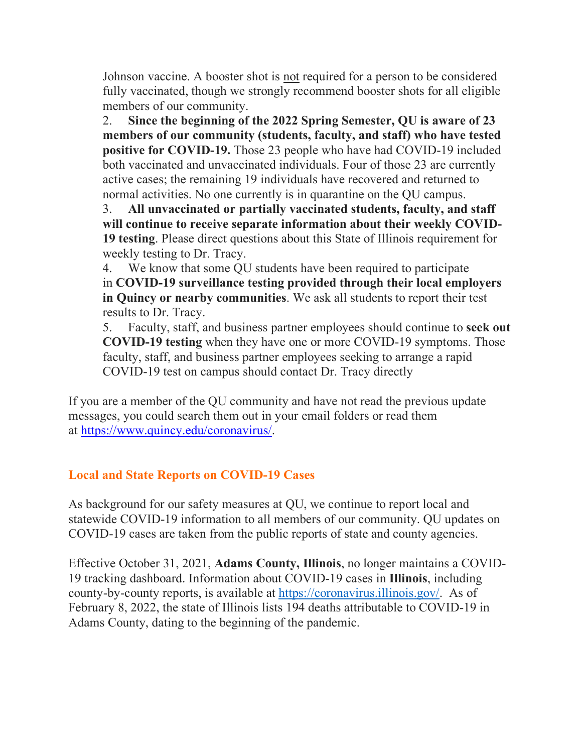Johnson vaccine. A booster shot is not required for a person to be considered fully vaccinated, though we strongly recommend booster shots for all eligible members of our community.

2. **Since the beginning of the 2022 Spring Semester, QU is aware of 23 members of our community (students, faculty, and staff) who have tested positive for COVID-19.** Those 23 people who have had COVID-19 included both vaccinated and unvaccinated individuals. Four of those 23 are currently active cases; the remaining 19 individuals have recovered and returned to normal activities. No one currently is in quarantine on the QU campus.
3. **All unvaccinated or partially vaccinated students, faculty, and staff will continue to receive separate information about their weekly COVID-19 testing**. Please direct questions about this State of Illinois requirement for weekly testing to Dr. Tracy.
4. We know that some QU students have been required to participate in **COVID-19 surveillance testing provided through their local employers in Quincy or nearby communities**. We ask all students to report their test results to Dr. Tracy.
5. Faculty, staff, and business partner employees should continue to **seek out COVID-19 testing** when they have one or more COVID-19 symptoms. Those faculty, staff, and business partner employees seeking to arrange a rapid COVID-19 test on campus should contact Dr. Tracy directly

If you are a member of the QU community and have not read the previous update messages, you could search them out in your email folders or read them at https://www.quincy.edu/coronavirus/.

## Local and State Reports on COVID-19 Cases

As background for our safety measures at QU, we continue to report local and statewide COVID-19 information to all members of our community. QU updates on COVID-19 cases are taken from the public reports of state and county agencies.

Effective October 31, 2021, **Adams County, Illinois**, no longer maintains a COVID-19 tracking dashboard. Information about COVID-19 cases in **Illinois**, including county-by-county reports, is available at https://coronavirus.illinois.gov/. As of February 8, 2022, the state of Illinois lists 194 deaths attributable to COVID-19 in Adams County, dating to the beginning of the pandemic.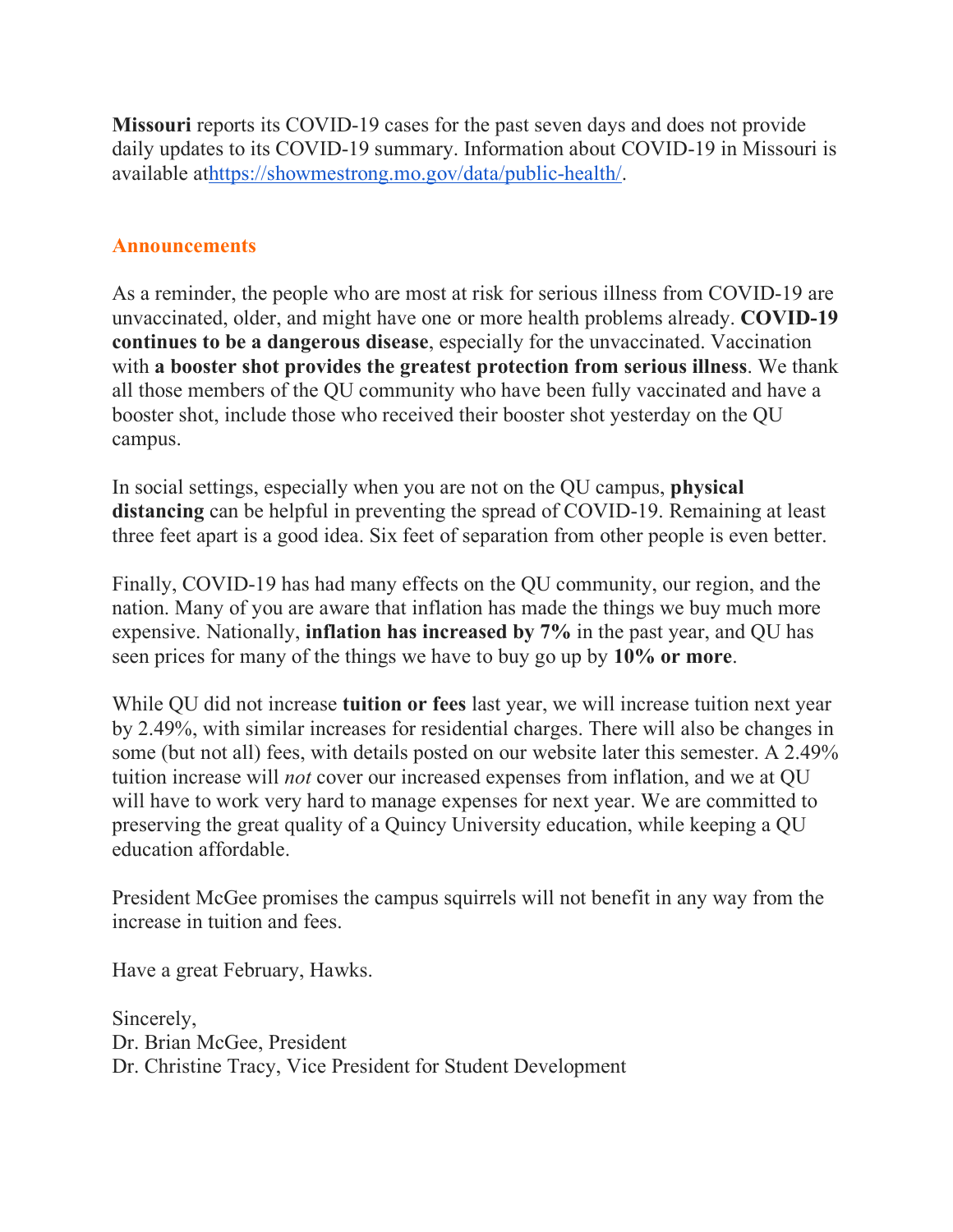**Missouri** reports its COVID-19 cases for the past seven days and does not provide daily updates to its COVID-19 summary. Information about COVID-19 in Missouri is available at[https://showmestrong.mo.gov/data/public-health/](https://showmestrong.mo.gov/data/public-health/).

## Announcements

As a reminder, the people who are most at risk for serious illness from COVID-19 are unvaccinated, older, and might have one or more health problems already. **COVID-19 continues to be a dangerous disease**, especially for the unvaccinated. Vaccination with **a booster shot provides the greatest protection from serious illness**. We thank all those members of the QU community who have been fully vaccinated and have a booster shot, include those who received their booster shot yesterday on the QU campus.

In social settings, especially when you are not on the QU campus, **physical distancing** can be helpful in preventing the spread of COVID-19. Remaining at least three feet apart is a good idea. Six feet of separation from other people is even better.

Finally, COVID-19 has had many effects on the QU community, our region, and the nation. Many of you are aware that inflation has made the things we buy much more expensive. Nationally, **inflation has increased by 7%** in the past year, and QU has seen prices for many of the things we have to buy go up by **10% or more**.

While QU did not increase **tuition or fees** last year, we will increase tuition next year by 2.49%, with similar increases for residential charges. There will also be changes in some (but not all) fees, with details posted on our website later this semester. A 2.49% tuition increase will *not* cover our increased expenses from inflation, and we at QU will have to work very hard to manage expenses for next year. We are committed to preserving the great quality of a Quincy University education, while keeping a QU education affordable.

President McGee promises the campus squirrels will not benefit in any way from the increase in tuition and fees.

Have a great February, Hawks.

Sincerely,
Dr. Brian McGee, President
Dr. Christine Tracy, Vice President for Student Development